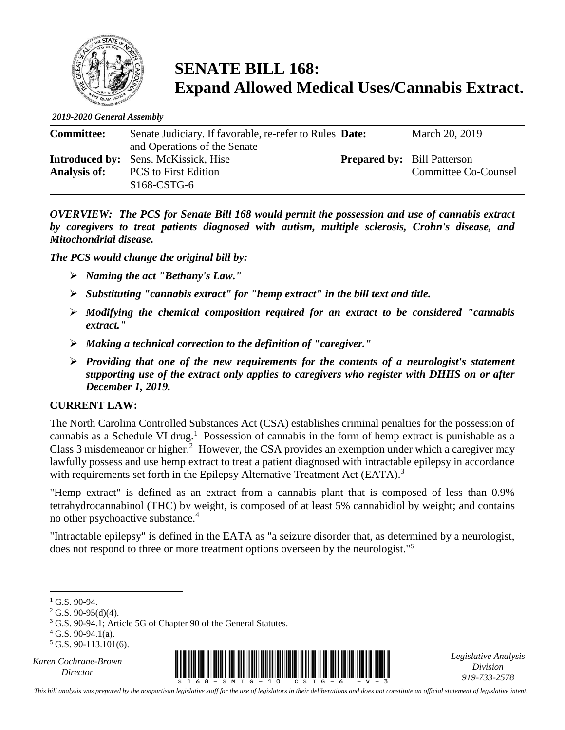# SENATE BILL 168: Expand Allowed Medical Uses/Cannabis Extract.

*2019-2020 General Assembly*

| | | | |
|---|---|---|---|
| **Committee:** | Senate Judiciary. If favorable, re-refer to Rules and Operations of the Senate | **Date:** | March 20, 2019 |
| **Introduced by:** | Sens. McKissick, Hise | **Prepared by:** | Bill Patterson Committee Co-Counsel |
| **Analysis of:** | PCS to First Edition S168-CSTG-6 | | |

***OVERVIEW: The PCS for Senate Bill 168 would permit the possession and use of cannabis extract by caregivers to treat patients diagnosed with autism, multiple sclerosis, Crohn's disease, and Mitochondrial disease.***

***The PCS would change the original bill by:***

- ***Naming the act "Bethany's Law."***
- ***Substituting "cannabis extract" for "hemp extract" in the bill text and title.***
- ***Modifying the chemical composition required for an extract to be considered "cannabis extract."***
- ***Making a technical correction to the definition of "caregiver."***
- ***Providing that one of the new requirements for the contents of a neurologist's statement supporting use of the extract only applies to caregivers who register with DHHS on or after December 1, 2019.***

**CURRENT LAW:**

The North Carolina Controlled Substances Act (CSA) establishes criminal penalties for the possession of cannabis as a Schedule VI drug.[1] Possession of cannabis in the form of hemp extract is punishable as a Class 3 misdemeanor or higher.[2] However, the CSA provides an exemption under which a caregiver may lawfully possess and use hemp extract to treat a patient diagnosed with intractable epilepsy in accordance with requirements set forth in the Epilepsy Alternative Treatment Act (EATA).[3]

"Hemp extract" is defined as an extract from a cannabis plant that is composed of less than 0.9% tetrahydrocannabinol (THC) by weight, is composed of at least 5% cannabidiol by weight; and contains no other psychoactive substance.[4]

"Intractable epilepsy" is defined in the EATA as "a seizure disorder that, as determined by a neurologist, does not respond to three or more treatment options overseen by the neurologist."[5]

---

[1] G.S. 90-94.
[2] G.S. 90-95(d)(4).
[3] G.S. 90-94.1; Article 5G of Chapter 90 of the General Statutes.
[4] G.S. 90-94.1(a).
[5] G.S. 90-113.101(6).

Karen Cochrane-Brown, Director — Legislative Analysis Division, 919-733-2578

*This bill analysis was prepared by the nonpartisan legislative staff for the use of legislators in their deliberations and does not constitute an official statement of legislative intent.*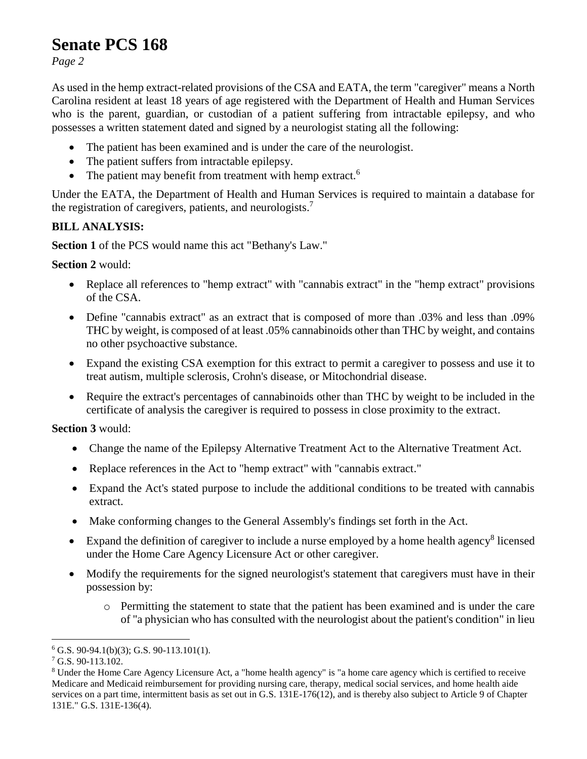As used in the hemp extract-related provisions of the CSA and EATA, the term "caregiver" means a North Carolina resident at least 18 years of age registered with the Department of Health and Human Services who is the parent, guardian, or custodian of a patient suffering from intractable epilepsy, and who possesses a written statement dated and signed by a neurologist stating all the following:

- The patient has been examined and is under the care of the neurologist.
- The patient suffers from intractable epilepsy.
- The patient may benefit from treatment with hemp extract.[6]

Under the EATA, the Department of Health and Human Services is required to maintain a database for the registration of caregivers, patients, and neurologists.[7]

**BILL ANALYSIS:**

**Section 1** of the PCS would name this act "Bethany's Law."

**Section 2** would:

- Replace all references to "hemp extract" with "cannabis extract" in the "hemp extract" provisions of the CSA.
- Define "cannabis extract" as an extract that is composed of more than .03% and less than .09% THC by weight, is composed of at least .05% cannabinoids other than THC by weight, and contains no other psychoactive substance.
- Expand the existing CSA exemption for this extract to permit a caregiver to possess and use it to treat autism, multiple sclerosis, Crohn's disease, or Mitochondrial disease.
- Require the extract's percentages of cannabinoids other than THC by weight to be included in the certificate of analysis the caregiver is required to possess in close proximity to the extract.

**Section 3** would:

- Change the name of the Epilepsy Alternative Treatment Act to the Alternative Treatment Act.
- Replace references in the Act to "hemp extract" with "cannabis extract."
- Expand the Act's stated purpose to include the additional conditions to be treated with cannabis extract.
- Make conforming changes to the General Assembly's findings set forth in the Act.
- Expand the definition of caregiver to include a nurse employed by a home health agency[8] licensed under the Home Care Agency Licensure Act or other caregiver.
- Modify the requirements for the signed neurologist's statement that caregivers must have in their possession by:
  - Permitting the statement to state that the patient has been examined and is under the care of "a physician who has consulted with the neurologist about the patient's condition" in lieu

---

[6] G.S. 90-94.1(b)(3); G.S. 90-113.101(1).

[7] G.S. 90-113.102.

[8] Under the Home Care Agency Licensure Act, a "home health agency" is "a home care agency which is certified to receive Medicare and Medicaid reimbursement for providing nursing care, therapy, medical social services, and home health aide services on a part time, intermittent basis as set out in G.S. 131E-176(12), and is thereby also subject to Article 9 of Chapter 131E." G.S. 131E-136(4).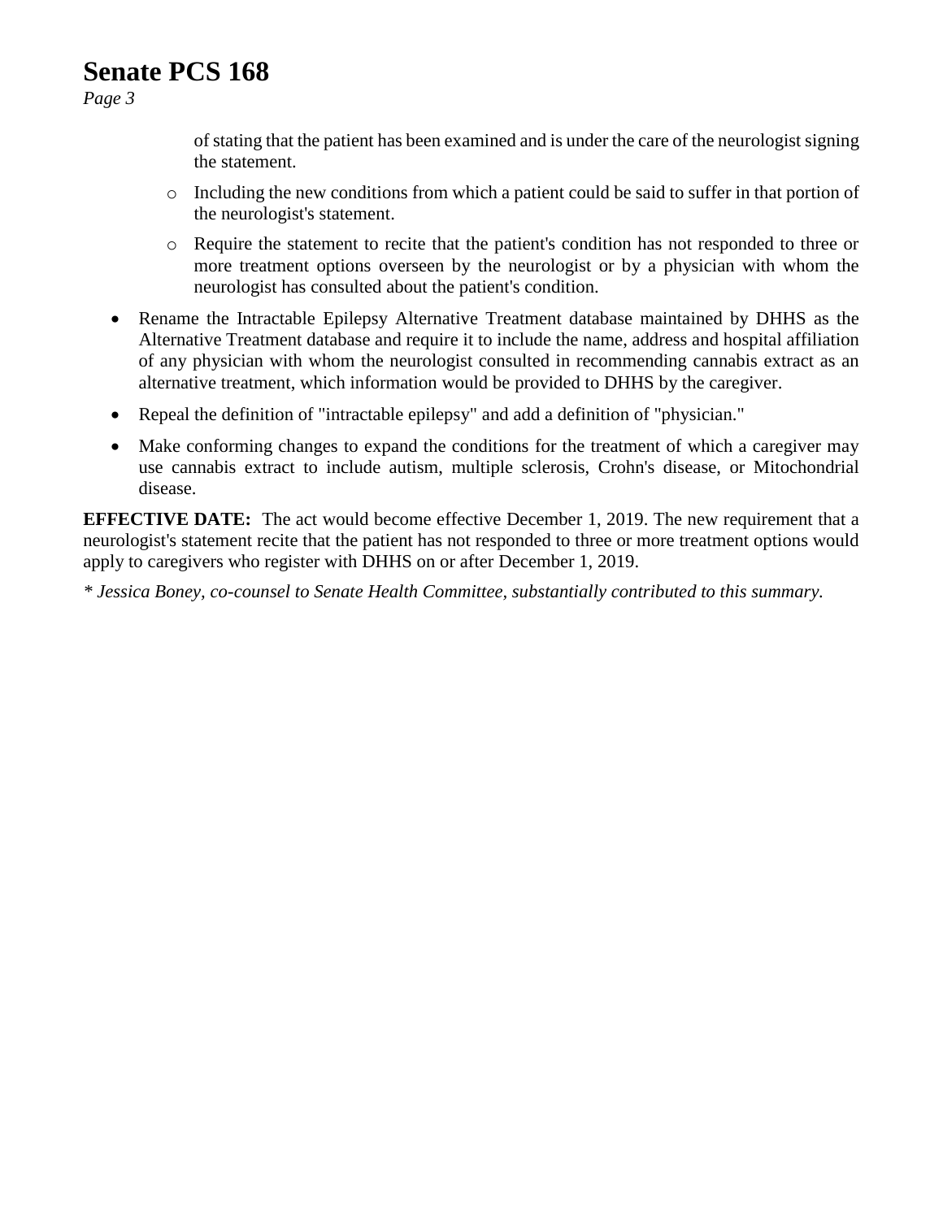of stating that the patient has been examined and is under the care of the neurologist signing the statement.

  - Including the new conditions from which a patient could be said to suffer in that portion of the neurologist's statement.
  - Require the statement to recite that the patient's condition has not responded to three or more treatment options overseen by the neurologist or by a physician with whom the neurologist has consulted about the patient's condition.

- Rename the Intractable Epilepsy Alternative Treatment database maintained by DHHS as the Alternative Treatment database and require it to include the name, address and hospital affiliation of any physician with whom the neurologist consulted in recommending cannabis extract as an alternative treatment, which information would be provided to DHHS by the caregiver.
- Repeal the definition of "intractable epilepsy" and add a definition of "physician."
- Make conforming changes to expand the conditions for the treatment of which a caregiver may use cannabis extract to include autism, multiple sclerosis, Crohn's disease, or Mitochondrial disease.

**EFFECTIVE DATE:** The act would become effective December 1, 2019. The new requirement that a neurologist's statement recite that the patient has not responded to three or more treatment options would apply to caregivers who register with DHHS on or after December 1, 2019.

*\* Jessica Boney, co-counsel to Senate Health Committee, substantially contributed to this summary.*